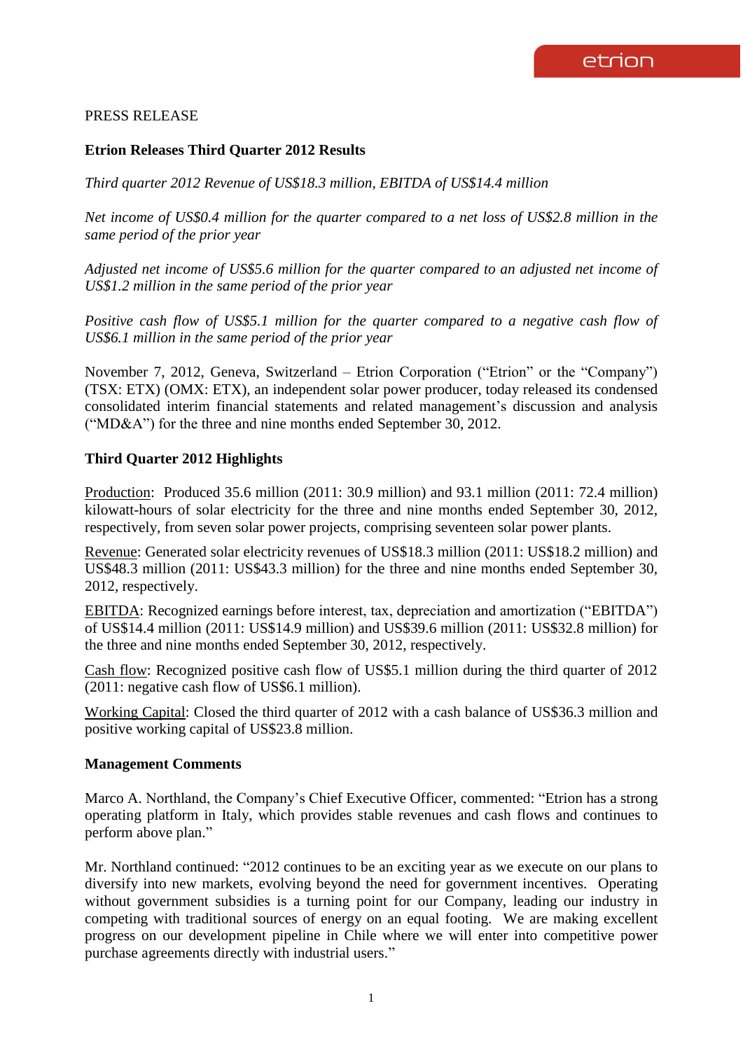PRESS RELEASE

**Etrion Releases Third Quarter 2012 Results**

*Third quarter 2012 Revenue of US$18.3 million, EBITDA of US$14.4 million*

*Net income of US$0.4 million for the quarter compared to a net loss of US$2.8 million in the same period of the prior year*

*Adjusted net income of US$5.6 million for the quarter compared to an adjusted net income of US$1.2 million in the same period of the prior year*

*Positive cash flow of US$5.1 million for the quarter compared to a negative cash flow of US$6.1 million in the same period of the prior year*

November 7, 2012, Geneva, Switzerland – Etrion Corporation ("Etrion" or the "Company") (TSX: ETX) (OMX: ETX), an independent solar power producer, today released its condensed consolidated interim financial statements and related management's discussion and analysis ("MD&A") for the three and nine months ended September 30, 2012.

**Third Quarter 2012 Highlights**

Production: Produced 35.6 million (2011: 30.9 million) and 93.1 million (2011: 72.4 million) kilowatt-hours of solar electricity for the three and nine months ended September 30, 2012, respectively, from seven solar power projects, comprising seventeen solar power plants.

Revenue: Generated solar electricity revenues of US$18.3 million (2011: US$18.2 million) and US$48.3 million (2011: US$43.3 million) for the three and nine months ended September 30, 2012, respectively.

EBITDA: Recognized earnings before interest, tax, depreciation and amortization ("EBITDA") of US$14.4 million (2011: US$14.9 million) and US$39.6 million (2011: US$32.8 million) for the three and nine months ended September 30, 2012, respectively.

Cash flow: Recognized positive cash flow of US$5.1 million during the third quarter of 2012 (2011: negative cash flow of US$6.1 million).

Working Capital: Closed the third quarter of 2012 with a cash balance of US$36.3 million and positive working capital of US$23.8 million.

**Management Comments**

Marco A. Northland, the Company's Chief Executive Officer, commented: "Etrion has a strong operating platform in Italy, which provides stable revenues and cash flows and continues to perform above plan."

Mr. Northland continued: "2012 continues to be an exciting year as we execute on our plans to diversify into new markets, evolving beyond the need for government incentives. Operating without government subsidies is a turning point for our Company, leading our industry in competing with traditional sources of energy on an equal footing. We are making excellent progress on our development pipeline in Chile where we will enter into competitive power purchase agreements directly with industrial users."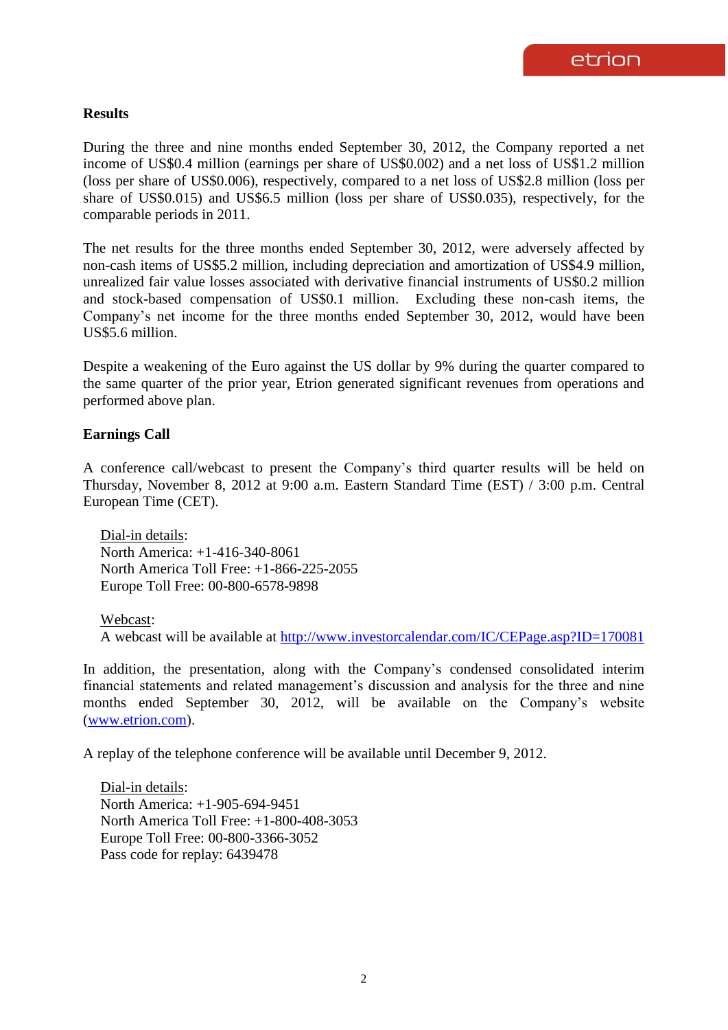**Results**

During the three and nine months ended September 30, 2012, the Company reported a net income of US$0.4 million (earnings per share of US$0.002) and a net loss of US$1.2 million (loss per share of US$0.006), respectively, compared to a net loss of US$2.8 million (loss per share of US$0.015) and US$6.5 million (loss per share of US$0.035), respectively, for the comparable periods in 2011.

The net results for the three months ended September 30, 2012, were adversely affected by non-cash items of US$5.2 million, including depreciation and amortization of US$4.9 million, unrealized fair value losses associated with derivative financial instruments of US$0.2 million and stock-based compensation of US$0.1 million. Excluding these non-cash items, the Company's net income for the three months ended September 30, 2012, would have been US$5.6 million.

Despite a weakening of the Euro against the US dollar by 9% during the quarter compared to the same quarter of the prior year, Etrion generated significant revenues from operations and performed above plan.

**Earnings Call**

A conference call/webcast to present the Company's third quarter results will be held on Thursday, November 8, 2012 at 9:00 a.m. Eastern Standard Time (EST) / 3:00 p.m. Central European Time (CET).

Dial-in details:
North America: +1-416-340-8061
North America Toll Free: +1-866-225-2055
Europe Toll Free: 00-800-6578-9898

Webcast:
A webcast will be available at http://www.investorcalendar.com/IC/CEPage.asp?ID=170081

In addition, the presentation, along with the Company's condensed consolidated interim financial statements and related management's discussion and analysis for the three and nine months ended September 30, 2012, will be available on the Company's website (www.etrion.com).

A replay of the telephone conference will be available until December 9, 2012.

Dial-in details:
North America: +1-905-694-9451
North America Toll Free: +1-800-408-3053
Europe Toll Free: 00-800-3366-3052
Pass code for replay: 6439478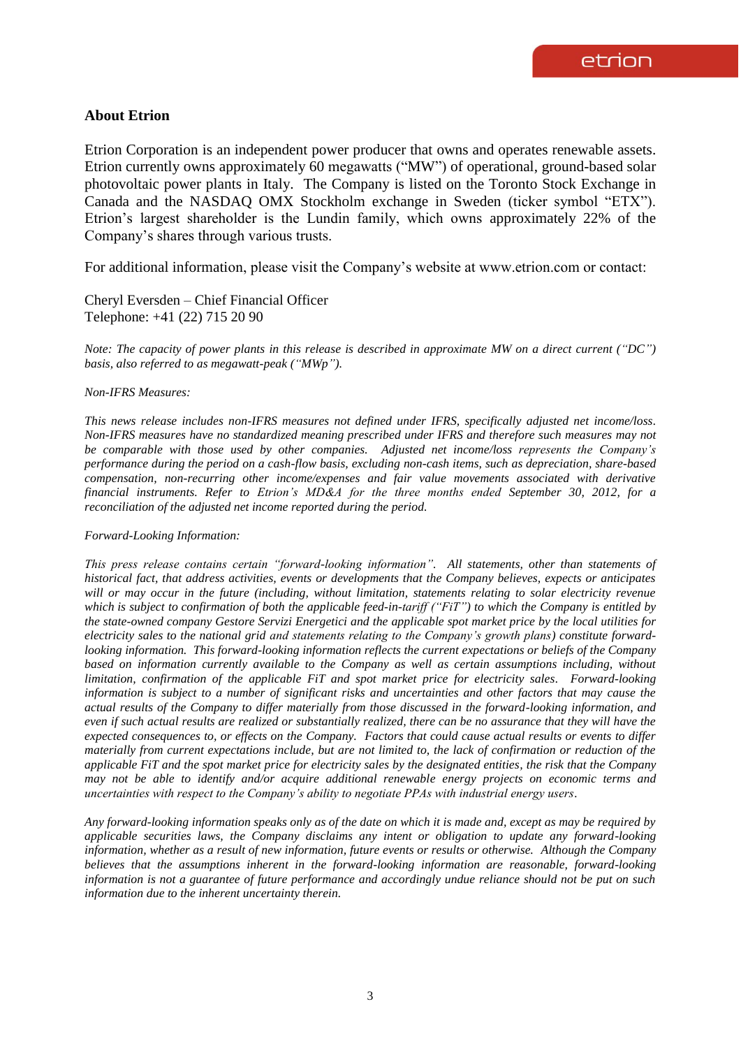**About Etrion**

Etrion Corporation is an independent power producer that owns and operates renewable assets. Etrion currently owns approximately 60 megawatts ("MW") of operational, ground-based solar photovoltaic power plants in Italy. The Company is listed on the Toronto Stock Exchange in Canada and the NASDAQ OMX Stockholm exchange in Sweden (ticker symbol "ETX"). Etrion's largest shareholder is the Lundin family, which owns approximately 22% of the Company's shares through various trusts.

For additional information, please visit the Company's website at www.etrion.com or contact:

Cheryl Eversden – Chief Financial Officer
Telephone: +41 (22) 715 20 90

*Note: The capacity of power plants in this release is described in approximate MW on a direct current ("DC") basis, also referred to as megawatt-peak ("MWp").*

*Non-IFRS Measures:*

*This news release includes non-IFRS measures not defined under IFRS, specifically adjusted net income/loss. Non-IFRS measures have no standardized meaning prescribed under IFRS and therefore such measures may not be comparable with those used by other companies. Adjusted net income/loss represents the Company's performance during the period on a cash-flow basis, excluding non-cash items, such as depreciation, share-based compensation, non-recurring other income/expenses and fair value movements associated with derivative financial instruments. Refer to Etrion's MD&A for the three months ended September 30, 2012, for a reconciliation of the adjusted net income reported during the period.*

*Forward-Looking Information:*

*This press release contains certain "forward-looking information". All statements, other than statements of historical fact, that address activities, events or developments that the Company believes, expects or anticipates will or may occur in the future (including, without limitation, statements relating to solar electricity revenue which is subject to confirmation of both the applicable feed-in-tariff ("FiT") to which the Company is entitled by the state-owned company Gestore Servizi Energetici and the applicable spot market price by the local utilities for electricity sales to the national grid and statements relating to the Company's growth plans) constitute forward-looking information. This forward-looking information reflects the current expectations or beliefs of the Company based on information currently available to the Company as well as certain assumptions including, without limitation, confirmation of the applicable FiT and spot market price for electricity sales. Forward-looking information is subject to a number of significant risks and uncertainties and other factors that may cause the actual results of the Company to differ materially from those discussed in the forward-looking information, and even if such actual results are realized or substantially realized, there can be no assurance that they will have the expected consequences to, or effects on the Company. Factors that could cause actual results or events to differ materially from current expectations include, but are not limited to, the lack of confirmation or reduction of the applicable FiT and the spot market price for electricity sales by the designated entities, the risk that the Company may not be able to identify and/or acquire additional renewable energy projects on economic terms and uncertainties with respect to the Company's ability to negotiate PPAs with industrial energy users.*

*Any forward-looking information speaks only as of the date on which it is made and, except as may be required by applicable securities laws, the Company disclaims any intent or obligation to update any forward-looking information, whether as a result of new information, future events or results or otherwise. Although the Company believes that the assumptions inherent in the forward-looking information are reasonable, forward-looking information is not a guarantee of future performance and accordingly undue reliance should not be put on such information due to the inherent uncertainty therein.*